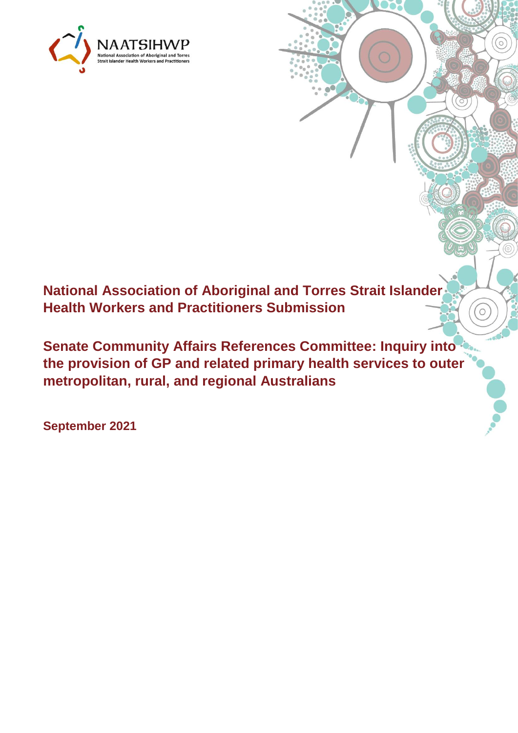NAATSIHWP

National Association of Aboriginal and Torres Strait Islander Health Workers and Practitioners

# National Association of Aboriginal and Torres Strait Islander Health Workers and Practitioners Submission

## Senate Community Affairs References Committee: Inquiry into the provision of GP and related primary health services to outer metropolitan, rural, and regional Australians

**September 2021**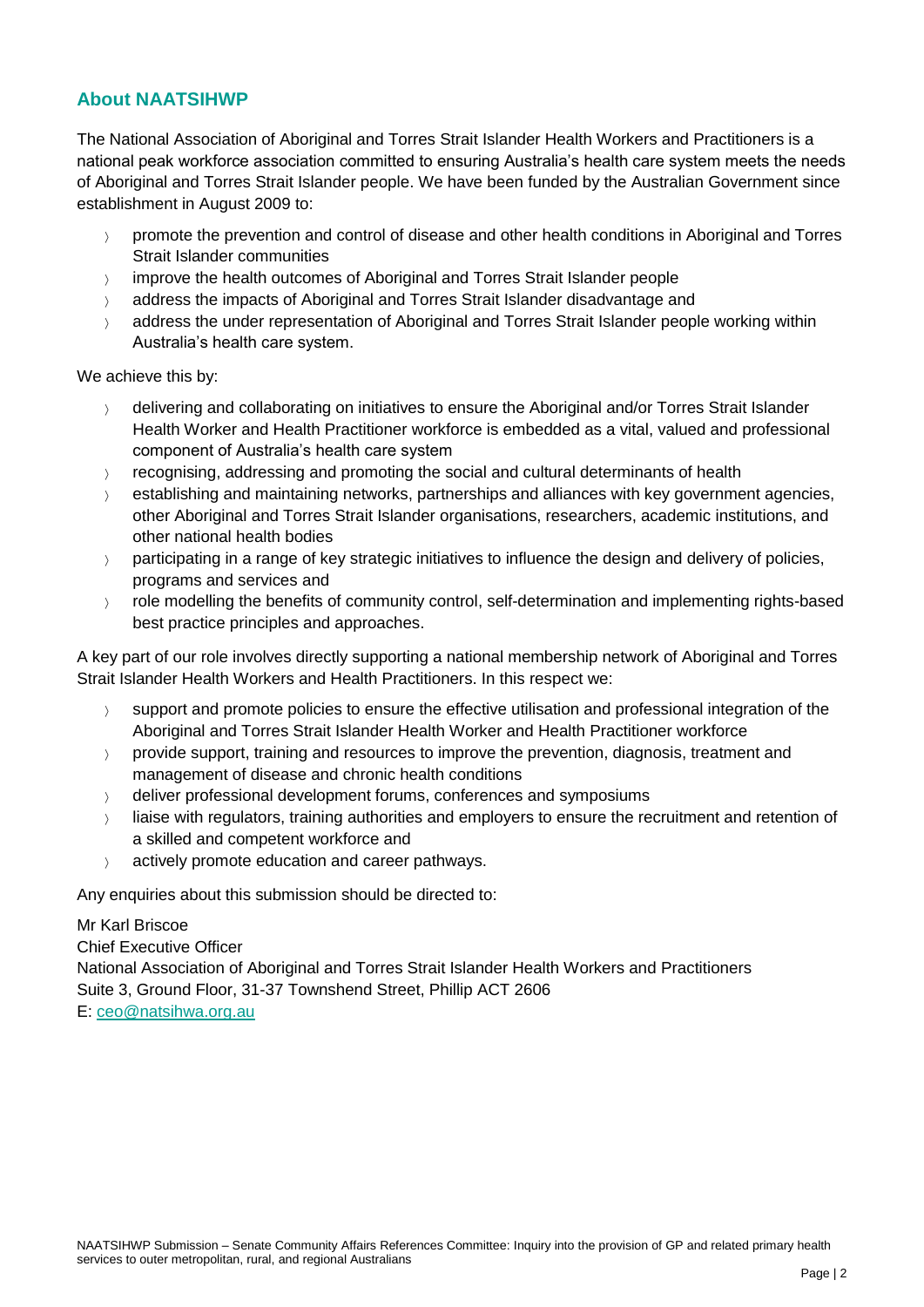## About NAATSIHWP

The National Association of Aboriginal and Torres Strait Islander Health Workers and Practitioners is a national peak workforce association committed to ensuring Australia's health care system meets the needs of Aboriginal and Torres Strait Islander people. We have been funded by the Australian Government since establishment in August 2009 to:

- promote the prevention and control of disease and other health conditions in Aboriginal and Torres Strait Islander communities
- improve the health outcomes of Aboriginal and Torres Strait Islander people
- address the impacts of Aboriginal and Torres Strait Islander disadvantage and
- address the under representation of Aboriginal and Torres Strait Islander people working within Australia's health care system.

We achieve this by:

- delivering and collaborating on initiatives to ensure the Aboriginal and/or Torres Strait Islander Health Worker and Health Practitioner workforce is embedded as a vital, valued and professional component of Australia's health care system
- recognising, addressing and promoting the social and cultural determinants of health
- establishing and maintaining networks, partnerships and alliances with key government agencies, other Aboriginal and Torres Strait Islander organisations, researchers, academic institutions, and other national health bodies
- participating in a range of key strategic initiatives to influence the design and delivery of policies, programs and services and
- role modelling the benefits of community control, self-determination and implementing rights-based best practice principles and approaches.

A key part of our role involves directly supporting a national membership network of Aboriginal and Torres Strait Islander Health Workers and Health Practitioners. In this respect we:

- support and promote policies to ensure the effective utilisation and professional integration of the Aboriginal and Torres Strait Islander Health Worker and Health Practitioner workforce
- provide support, training and resources to improve the prevention, diagnosis, treatment and management of disease and chronic health conditions
- deliver professional development forums, conferences and symposiums
- liaise with regulators, training authorities and employers to ensure the recruitment and retention of a skilled and competent workforce and
- actively promote education and career pathways.

Any enquiries about this submission should be directed to:

Mr Karl Briscoe
Chief Executive Officer
National Association of Aboriginal and Torres Strait Islander Health Workers and Practitioners
Suite 3, Ground Floor, 31-37 Townshend Street, Phillip ACT 2606
E: ceo@natsihwa.org.au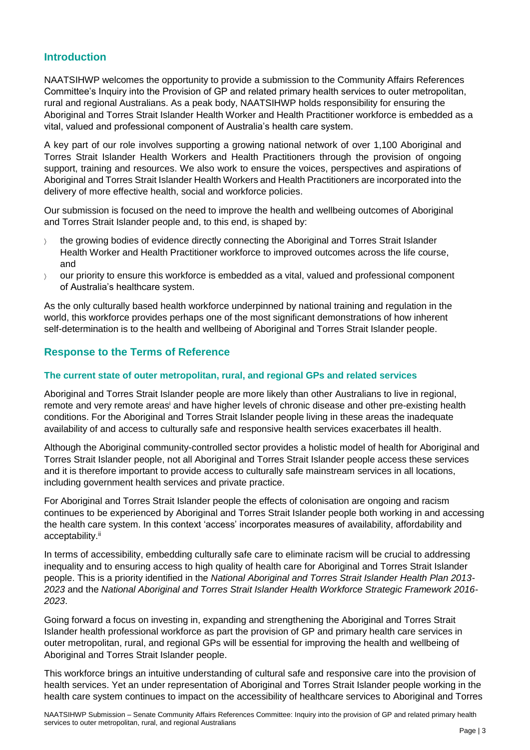## Introduction

NAATSIHWP welcomes the opportunity to provide a submission to the Community Affairs References Committee's Inquiry into the Provision of GP and related primary health services to outer metropolitan, rural and regional Australians. As a peak body, NAATSIHWP holds responsibility for ensuring the Aboriginal and Torres Strait Islander Health Worker and Health Practitioner workforce is embedded as a vital, valued and professional component of Australia's health care system.

A key part of our role involves supporting a growing national network of over 1,100 Aboriginal and Torres Strait Islander Health Workers and Health Practitioners through the provision of ongoing support, training and resources. We also work to ensure the voices, perspectives and aspirations of Aboriginal and Torres Strait Islander Health Workers and Health Practitioners are incorporated into the delivery of more effective health, social and workforce policies.

Our submission is focused on the need to improve the health and wellbeing outcomes of Aboriginal and Torres Strait Islander people and, to this end, is shaped by:

- the growing bodies of evidence directly connecting the Aboriginal and Torres Strait Islander Health Worker and Health Practitioner workforce to improved outcomes across the life course, and
- our priority to ensure this workforce is embedded as a vital, valued and professional component of Australia's healthcare system.

As the only culturally based health workforce underpinned by national training and regulation in the world, this workforce provides perhaps one of the most significant demonstrations of how inherent self-determination is to the health and wellbeing of Aboriginal and Torres Strait Islander people.

## Response to the Terms of Reference

### The current state of outer metropolitan, rural, and regional GPs and related services

Aboriginal and Torres Strait Islander people are more likely than other Australians to live in regional, remote and very remote areas[i] and have higher levels of chronic disease and other pre-existing health conditions. For the Aboriginal and Torres Strait Islander people living in these areas the inadequate availability of and access to culturally safe and responsive health services exacerbates ill health.

Although the Aboriginal community-controlled sector provides a holistic model of health for Aboriginal and Torres Strait Islander people, not all Aboriginal and Torres Strait Islander people access these services and it is therefore important to provide access to culturally safe mainstream services in all locations, including government health services and private practice.

For Aboriginal and Torres Strait Islander people the effects of colonisation are ongoing and racism continues to be experienced by Aboriginal and Torres Strait Islander people both working in and accessing the health care system. In this context 'access' incorporates measures of availability, affordability and acceptability.[ii]

In terms of accessibility, embedding culturally safe care to eliminate racism will be crucial to addressing inequality and to ensuring access to high quality of health care for Aboriginal and Torres Strait Islander people. This is a priority identified in the *National Aboriginal and Torres Strait Islander Health Plan 2013-2023* and the *National Aboriginal and Torres Strait Islander Health Workforce Strategic Framework 2016-2023*.

Going forward a focus on investing in, expanding and strengthening the Aboriginal and Torres Strait Islander health professional workforce as part the provision of GP and primary health care services in outer metropolitan, rural, and regional GPs will be essential for improving the health and wellbeing of Aboriginal and Torres Strait Islander people.

This workforce brings an intuitive understanding of cultural safe and responsive care into the provision of health services. Yet an under representation of Aboriginal and Torres Strait Islander people working in the health care system continues to impact on the accessibility of healthcare services to Aboriginal and Torres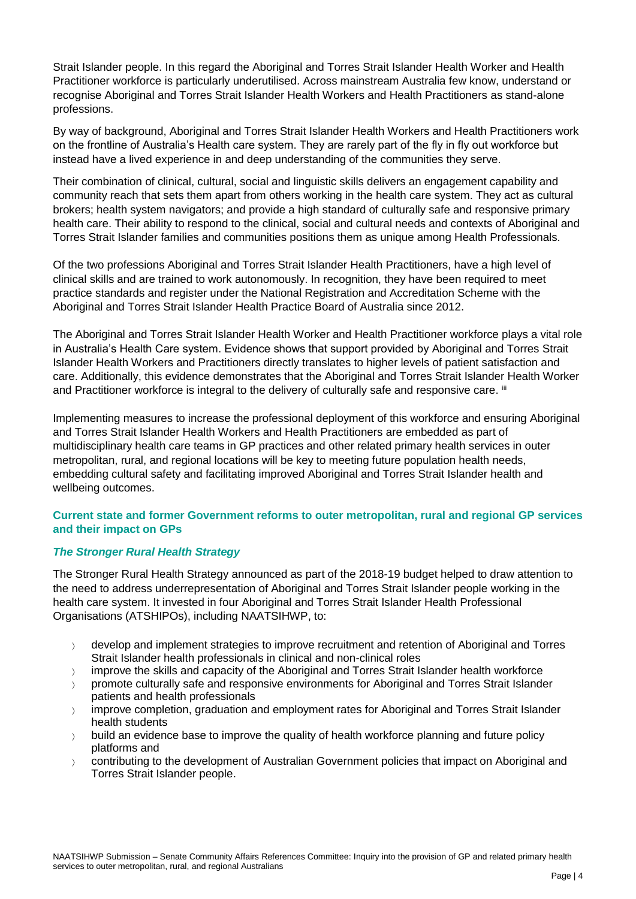Strait Islander people. In this regard the Aboriginal and Torres Strait Islander Health Worker and Health Practitioner workforce is particularly underutilised. Across mainstream Australia few know, understand or recognise Aboriginal and Torres Strait Islander Health Workers and Health Practitioners as stand-alone professions.

By way of background, Aboriginal and Torres Strait Islander Health Workers and Health Practitioners work on the frontline of Australia's Health care system. They are rarely part of the fly in fly out workforce but instead have a lived experience in and deep understanding of the communities they serve.

Their combination of clinical, cultural, social and linguistic skills delivers an engagement capability and community reach that sets them apart from others working in the health care system. They act as cultural brokers; health system navigators; and provide a high standard of culturally safe and responsive primary health care. Their ability to respond to the clinical, social and cultural needs and contexts of Aboriginal and Torres Strait Islander families and communities positions them as unique among Health Professionals.

Of the two professions Aboriginal and Torres Strait Islander Health Practitioners, have a high level of clinical skills and are trained to work autonomously. In recognition, they have been required to meet practice standards and register under the National Registration and Accreditation Scheme with the Aboriginal and Torres Strait Islander Health Practice Board of Australia since 2012.

The Aboriginal and Torres Strait Islander Health Worker and Health Practitioner workforce plays a vital role in Australia's Health Care system. Evidence shows that support provided by Aboriginal and Torres Strait Islander Health Workers and Practitioners directly translates to higher levels of patient satisfaction and care. Additionally, this evidence demonstrates that the Aboriginal and Torres Strait Islander Health Worker and Practitioner workforce is integral to the delivery of culturally safe and responsive care. [iii]

Implementing measures to increase the professional deployment of this workforce and ensuring Aboriginal and Torres Strait Islander Health Workers and Health Practitioners are embedded as part of multidisciplinary health care teams in GP practices and other related primary health services in outer metropolitan, rural, and regional locations will be key to meeting future population health needs, embedding cultural safety and facilitating improved Aboriginal and Torres Strait Islander health and wellbeing outcomes.

## Current state and former Government reforms to outer metropolitan, rural and regional GP services and their impact on GPs

### *The Stronger Rural Health Strategy*

The Stronger Rural Health Strategy announced as part of the 2018-19 budget helped to draw attention to the need to address underrepresentation of Aboriginal and Torres Strait Islander people working in the health care system. It invested in four Aboriginal and Torres Strait Islander Health Professional Organisations (ATSHIPOs), including NAATSIHWP, to:

- develop and implement strategies to improve recruitment and retention of Aboriginal and Torres Strait Islander health professionals in clinical and non-clinical roles
- improve the skills and capacity of the Aboriginal and Torres Strait Islander health workforce
- promote culturally safe and responsive environments for Aboriginal and Torres Strait Islander patients and health professionals
- improve completion, graduation and employment rates for Aboriginal and Torres Strait Islander health students
- build an evidence base to improve the quality of health workforce planning and future policy platforms and
- contributing to the development of Australian Government policies that impact on Aboriginal and Torres Strait Islander people.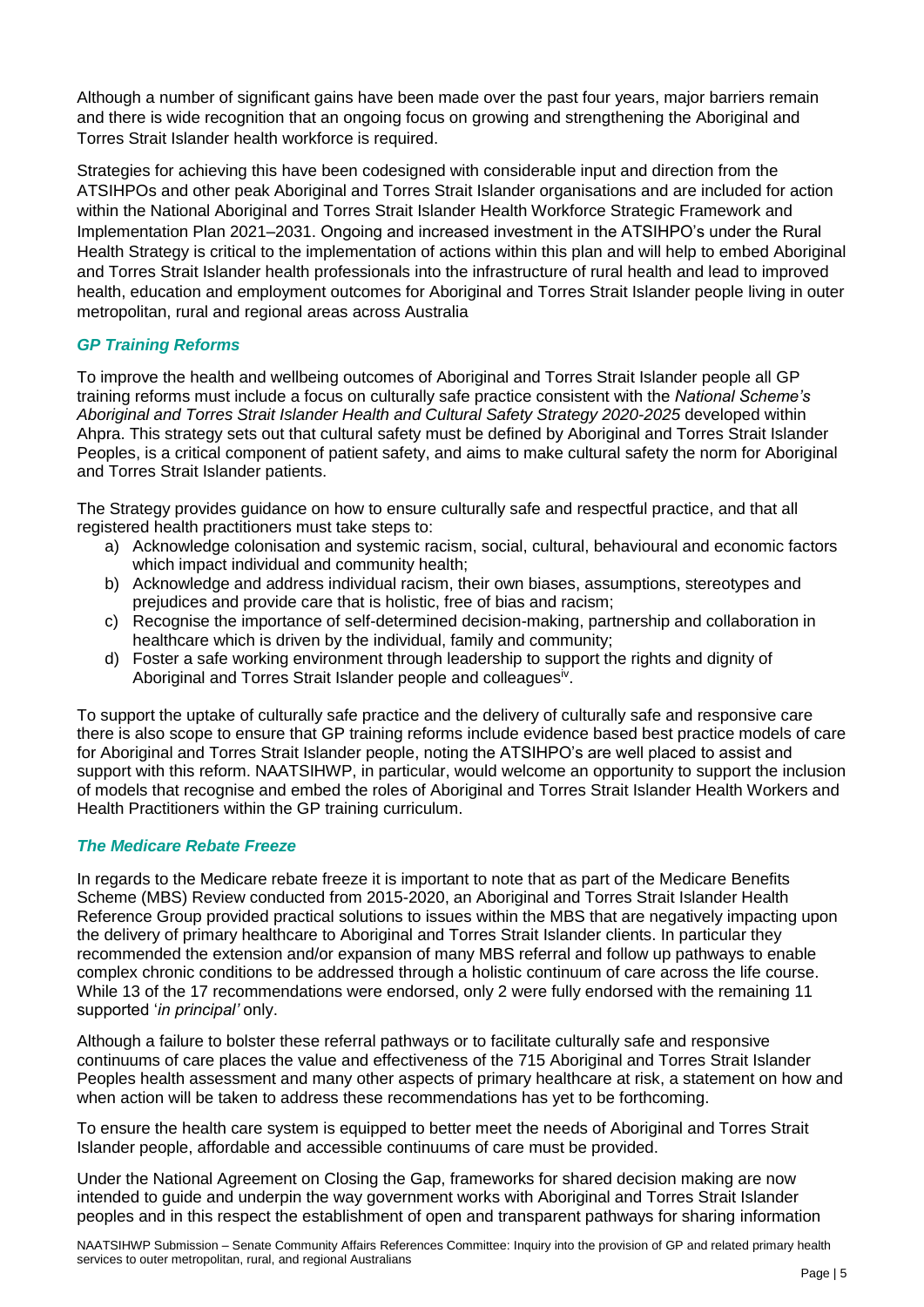Although a number of significant gains have been made over the past four years, major barriers remain and there is wide recognition that an ongoing focus on growing and strengthening the Aboriginal and Torres Strait Islander health workforce is required.

Strategies for achieving this have been codesigned with considerable input and direction from the ATSIHPOs and other peak Aboriginal and Torres Strait Islander organisations and are included for action within the National Aboriginal and Torres Strait Islander Health Workforce Strategic Framework and Implementation Plan 2021–2031. Ongoing and increased investment in the ATSIHPO's under the Rural Health Strategy is critical to the implementation of actions within this plan and will help to embed Aboriginal and Torres Strait Islander health professionals into the infrastructure of rural health and lead to improved health, education and employment outcomes for Aboriginal and Torres Strait Islander people living in outer metropolitan, rural and regional areas across Australia

### *GP Training Reforms*

To improve the health and wellbeing outcomes of Aboriginal and Torres Strait Islander people all GP training reforms must include a focus on culturally safe practice consistent with the *National Scheme's Aboriginal and Torres Strait Islander Health and Cultural Safety Strategy 2020-2025* developed within Ahpra. This strategy sets out that cultural safety must be defined by Aboriginal and Torres Strait Islander Peoples, is a critical component of patient safety, and aims to make cultural safety the norm for Aboriginal and Torres Strait Islander patients.

The Strategy provides guidance on how to ensure culturally safe and respectful practice, and that all registered health practitioners must take steps to:

a) Acknowledge colonisation and systemic racism, social, cultural, behavioural and economic factors which impact individual and community health;
b) Acknowledge and address individual racism, their own biases, assumptions, stereotypes and prejudices and provide care that is holistic, free of bias and racism;
c) Recognise the importance of self-determined decision-making, partnership and collaboration in healthcare which is driven by the individual, family and community;
d) Foster a safe working environment through leadership to support the rights and dignity of Aboriginal and Torres Strait Islander people and colleagues[iv].

To support the uptake of culturally safe practice and the delivery of culturally safe and responsive care there is also scope to ensure that GP training reforms include evidence based best practice models of care for Aboriginal and Torres Strait Islander people, noting the ATSIHPO's are well placed to assist and support with this reform. NAATSIHWP, in particular, would welcome an opportunity to support the inclusion of models that recognise and embed the roles of Aboriginal and Torres Strait Islander Health Workers and Health Practitioners within the GP training curriculum.

### *The Medicare Rebate Freeze*

In regards to the Medicare rebate freeze it is important to note that as part of the Medicare Benefits Scheme (MBS) Review conducted from 2015-2020, an Aboriginal and Torres Strait Islander Health Reference Group provided practical solutions to issues within the MBS that are negatively impacting upon the delivery of primary healthcare to Aboriginal and Torres Strait Islander clients. In particular they recommended the extension and/or expansion of many MBS referral and follow up pathways to enable complex chronic conditions to be addressed through a holistic continuum of care across the life course. While 13 of the 17 recommendations were endorsed, only 2 were fully endorsed with the remaining 11 supported '*in principal'* only.

Although a failure to bolster these referral pathways or to facilitate culturally safe and responsive continuums of care places the value and effectiveness of the 715 Aboriginal and Torres Strait Islander Peoples health assessment and many other aspects of primary healthcare at risk, a statement on how and when action will be taken to address these recommendations has yet to be forthcoming.

To ensure the health care system is equipped to better meet the needs of Aboriginal and Torres Strait Islander people, affordable and accessible continuums of care must be provided.

Under the National Agreement on Closing the Gap, frameworks for shared decision making are now intended to guide and underpin the way government works with Aboriginal and Torres Strait Islander peoples and in this respect the establishment of open and transparent pathways for sharing information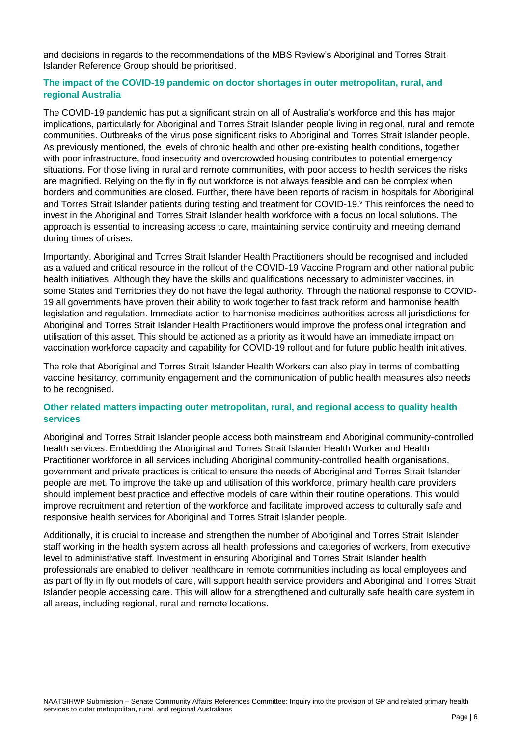and decisions in regards to the recommendations of the MBS Review's Aboriginal and Torres Strait Islander Reference Group should be prioritised.

### The impact of the COVID-19 pandemic on doctor shortages in outer metropolitan, rural, and regional Australia

The COVID-19 pandemic has put a significant strain on all of Australia's workforce and this has major implications, particularly for Aboriginal and Torres Strait Islander people living in regional, rural and remote communities. Outbreaks of the virus pose significant risks to Aboriginal and Torres Strait Islander people. As previously mentioned, the levels of chronic health and other pre-existing health conditions, together with poor infrastructure, food insecurity and overcrowded housing contributes to potential emergency situations. For those living in rural and remote communities, with poor access to health services the risks are magnified. Relying on the fly in fly out workforce is not always feasible and can be complex when borders and communities are closed. Further, there have been reports of racism in hospitals for Aboriginal and Torres Strait Islander patients during testing and treatment for COVID-19.[v] This reinforces the need to invest in the Aboriginal and Torres Strait Islander health workforce with a focus on local solutions. The approach is essential to increasing access to care, maintaining service continuity and meeting demand during times of crises.

Importantly, Aboriginal and Torres Strait Islander Health Practitioners should be recognised and included as a valued and critical resource in the rollout of the COVID-19 Vaccine Program and other national public health initiatives. Although they have the skills and qualifications necessary to administer vaccines, in some States and Territories they do not have the legal authority. Through the national response to COVID-19 all governments have proven their ability to work together to fast track reform and harmonise health legislation and regulation. Immediate action to harmonise medicines authorities across all jurisdictions for Aboriginal and Torres Strait Islander Health Practitioners would improve the professional integration and utilisation of this asset. This should be actioned as a priority as it would have an immediate impact on vaccination workforce capacity and capability for COVID-19 rollout and for future public health initiatives.

The role that Aboriginal and Torres Strait Islander Health Workers can also play in terms of combatting vaccine hesitancy, community engagement and the communication of public health measures also needs to be recognised.

### Other related matters impacting outer metropolitan, rural, and regional access to quality health services

Aboriginal and Torres Strait Islander people access both mainstream and Aboriginal community-controlled health services. Embedding the Aboriginal and Torres Strait Islander Health Worker and Health Practitioner workforce in all services including Aboriginal community-controlled health organisations, government and private practices is critical to ensure the needs of Aboriginal and Torres Strait Islander people are met. To improve the take up and utilisation of this workforce, primary health care providers should implement best practice and effective models of care within their routine operations. This would improve recruitment and retention of the workforce and facilitate improved access to culturally safe and responsive health services for Aboriginal and Torres Strait Islander people.

Additionally, it is crucial to increase and strengthen the number of Aboriginal and Torres Strait Islander staff working in the health system across all health professions and categories of workers, from executive level to administrative staff. Investment in ensuring Aboriginal and Torres Strait Islander health professionals are enabled to deliver healthcare in remote communities including as local employees and as part of fly in fly out models of care, will support health service providers and Aboriginal and Torres Strait Islander people accessing care. This will allow for a strengthened and culturally safe health care system in all areas, including regional, rural and remote locations.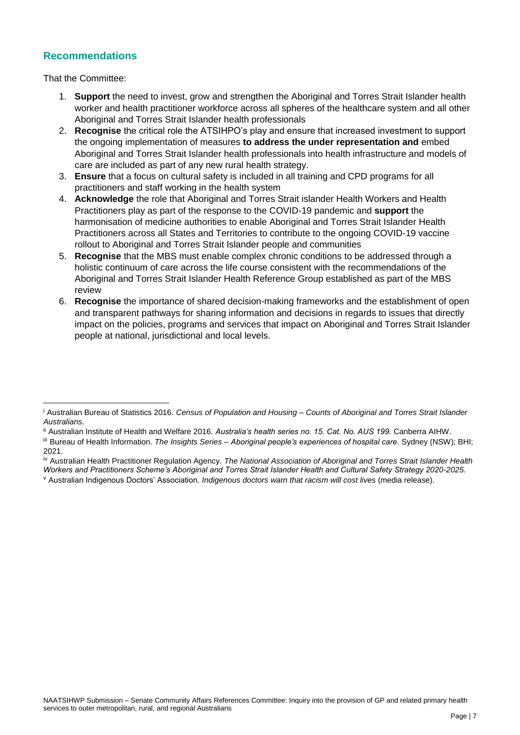## Recommendations

That the Committee:

1. **Support** the need to invest, grow and strengthen the Aboriginal and Torres Strait Islander health worker and health practitioner workforce across all spheres of the healthcare system and all other Aboriginal and Torres Strait Islander health professionals
2. **Recognise** the critical role the ATSIHPO's play and ensure that increased investment to support the ongoing implementation of measures **to address the under representation and** embed Aboriginal and Torres Strait Islander health professionals into health infrastructure and models of care are included as part of any new rural health strategy.
3. **Ensure** that a focus on cultural safety is included in all training and CPD programs for all practitioners and staff working in the health system
4. **Acknowledge** the role that Aboriginal and Torres Strait islander Health Workers and Health Practitioners play as part of the response to the COVID-19 pandemic and **support** the harmonisation of medicine authorities to enable Aboriginal and Torres Strait Islander Health Practitioners across all States and Territories to contribute to the ongoing COVID-19 vaccine rollout to Aboriginal and Torres Strait Islander people and communities
5. **Recognise** that the MBS must enable complex chronic conditions to be addressed through a holistic continuum of care across the life course consistent with the recommendations of the Aboriginal and Torres Strait Islander Health Reference Group established as part of the MBS review
6. **Recognise** the importance of shared decision-making frameworks and the establishment of open and transparent pathways for sharing information and decisions in regards to issues that directly impact on the policies, programs and services that impact on Aboriginal and Torres Strait Islander people at national, jurisdictional and local levels.

---

[i] Australian Bureau of Statistics 2016. *Census of Population and Housing – Counts of Aboriginal and Torres Strait Islander Australians.*

[ii] Australian Institute of Health and Welfare 2016. *Australia's health series no. 15. Cat. No. AUS 199.* Canberra AIHW.

[iii] Bureau of Health Information. *The Insights Series – Aboriginal people's experiences of hospital care*. Sydney (NSW); BHI; 2021.

[iv] Australian Health Practitioner Regulation Agency. *The National Association of Aboriginal and Torres Strait Islander Health Workers and Practitioners Scheme's Aboriginal and Torres Strait Islander Health and Cultural Safety Strategy 2020-2025.*

[v] Australian Indigenous Doctors' Association. *Indigenous doctors warn that racism will cost lives* (media release).